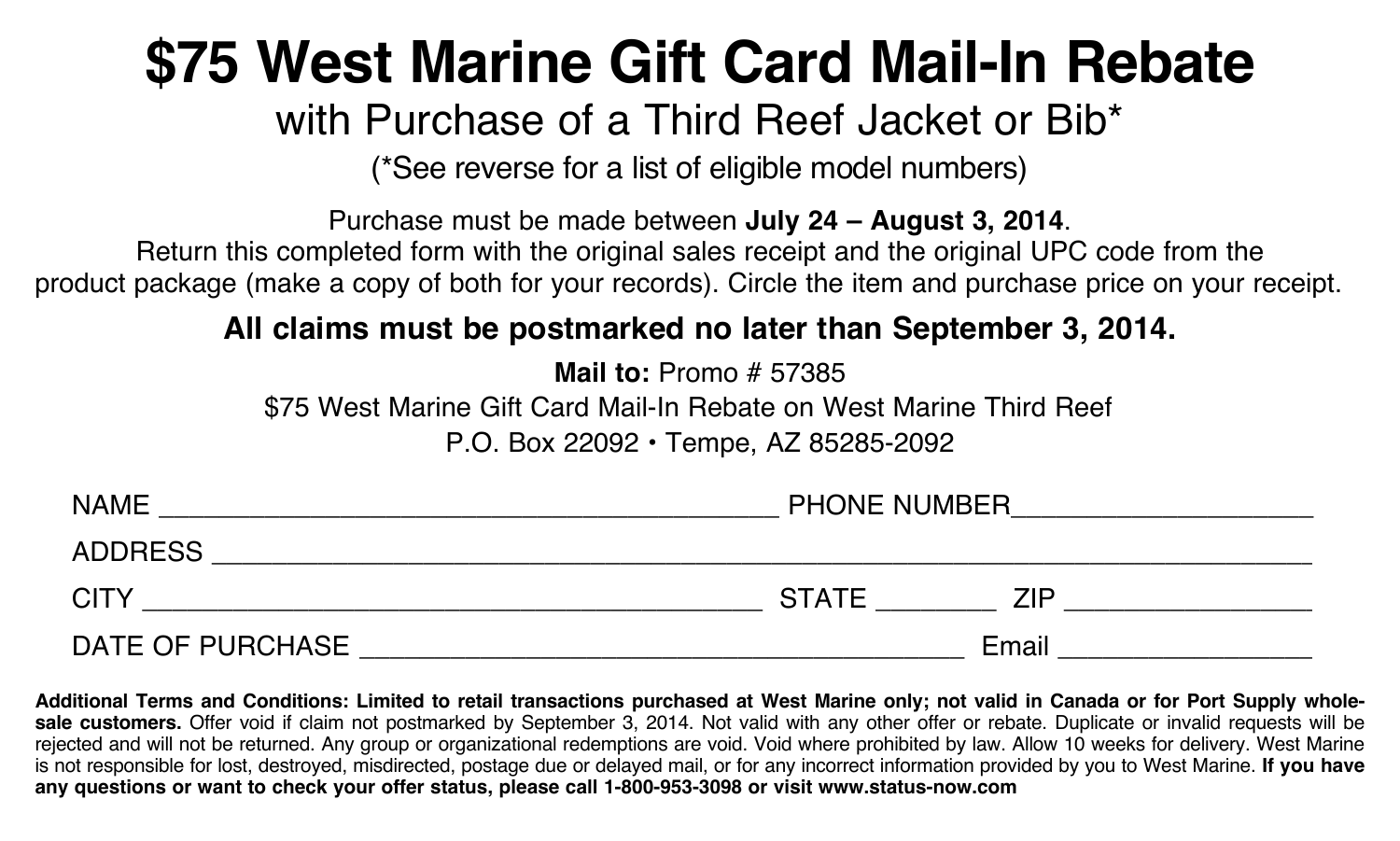# $75 West Marine Gift Card Mail-In Rebate

## with Purchase of a Third Reef Jacket or Bib*

(*See reverse for a list of eligible model numbers)

Purchase must be made between **July 24 – August 3, 2014**.
Return this completed form with the original sales receipt and the original UPC code from the product package (make a copy of both for your records). Circle the item and purchase price on your receipt.

**All claims must be postmarked no later than September 3, 2014.**

**Mail to:** Promo # 57385
$75 West Marine Gift Card Mail-In Rebate on West Marine Third Reef
P.O. Box 22092 • Tempe, AZ 85285-2092

NAME ________________________________________ PHONE NUMBER____________________

ADDRESS ______________________________________________________________________________

CITY __________________________________________ STATE ________ ZIP ________________

DATE OF PURCHASE ________________________________________ Email _________________

**Additional Terms and Conditions: Limited to retail transactions purchased at West Marine only; not valid in Canada or for Port Supply wholesale customers.** Offer void if claim not postmarked by September 3, 2014. Not valid with any other offer or rebate. Duplicate or invalid requests will be rejected and will not be returned. Any group or organizational redemptions are void. Void where prohibited by law. Allow 10 weeks for delivery. West Marine is not responsible for lost, destroyed, misdirected, postage due or delayed mail, or for any incorrect information provided by you to West Marine. **If you have any questions or want to check your offer status, please call 1-800-953-3098 or visit www.status-now.com**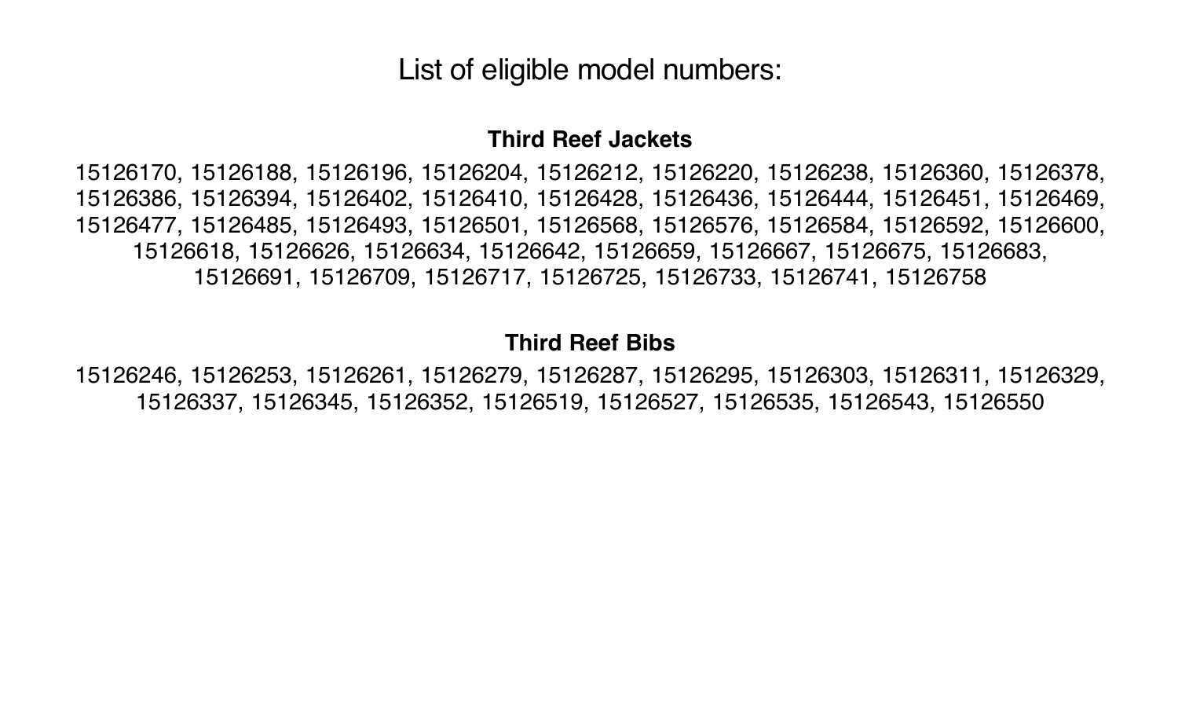List of eligible model numbers:

**Third Reef Jackets**

15126170, 15126188, 15126196, 15126204, 15126212, 15126220, 15126238, 15126360, 15126378, 15126386, 15126394, 15126402, 15126410, 15126428, 15126436, 15126444, 15126451, 15126469, 15126477, 15126485, 15126493, 15126501, 15126568, 15126576, 15126584, 15126592, 15126600, 15126618, 15126626, 15126634, 15126642, 15126659, 15126667, 15126675, 15126683, 15126691, 15126709, 15126717, 15126725, 15126733, 15126741, 15126758

**Third Reef Bibs**

15126246, 15126253, 15126261, 15126279, 15126287, 15126295, 15126303, 15126311, 15126329, 15126337, 15126345, 15126352, 15126519, 15126527, 15126535, 15126543, 15126550